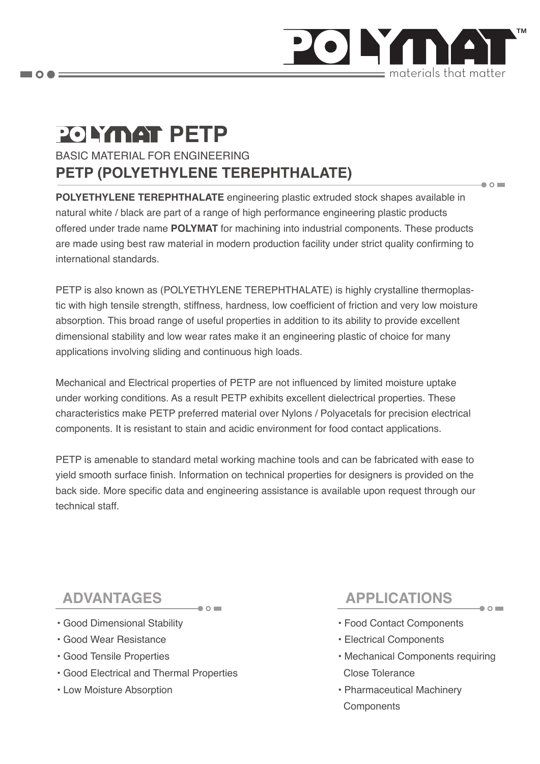# POLYMAT PETP

BASIC MATERIAL FOR ENGINEERING

## PETP (POLYETHYLENE TEREPHTHALATE)

**POLYETHYLENE TEREPHTHALATE** engineering plastic extruded stock shapes available in natural white / black are part of a range of high performance engineering plastic products offered under trade name **POLYMAT** for machining into industrial components. These products are made using best raw material in modern production facility under strict quality confirming to international standards.

PETP is also known as (POLYETHYLENE TEREPHTHALATE) is highly crystalline thermoplastic with high tensile strength, stiffness, hardness, low coefficient of friction and very low moisture absorption. This broad range of useful properties in addition to its ability to provide excellent dimensional stability and low wear rates make it an engineering plastic of choice for many applications involving sliding and continuous high loads.

Mechanical and Electrical properties of PETP are not influenced by limited moisture uptake under working conditions. As a result PETP exhibits excellent dielectrical properties. These characteristics make PETP preferred material over Nylons / Polyacetals for precision electrical components. It is resistant to stain and acidic environment for food contact applications.

PETP is amenable to standard metal working machine tools and can be fabricated with ease to yield smooth surface finish. Information on technical properties for designers is provided on the back side. More specific data and engineering assistance is available upon request through our technical staff.

## ADVANTAGES

- Good Dimensional Stability
- Good Wear Resistance
- Good Tensile Properties
- Good Electrical and Thermal Properties
- Low Moisture Absorption

## APPLICATIONS

- Food Contact Components
- Electrical Components
- Mechanical Components requiring Close Tolerance
- Pharmaceutical Machinery Components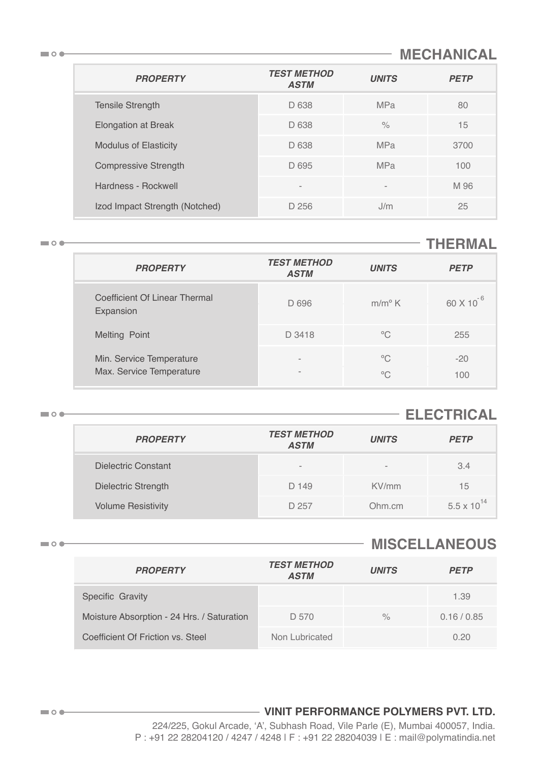## MECHANICAL

| PROPERTY | TEST METHOD ASTM | UNITS | PETP |
|---|---|---|---|
| Tensile Strength | D 638 | MPa | 80 |
| Elongation at Break | D 638 | % | 15 |
| Modulus of Elasticity | D 638 | MPa | 3700 |
| Compressive Strength | D 695 | MPa | 100 |
| Hardness - Rockwell | - | - | M 96 |
| Izod Impact Strength (Notched) | D 256 | J/m | 25 |

## THERMAL

| PROPERTY | TEST METHOD ASTM | UNITS | PETP |
|---|---|---|---|
| Coefficient Of Linear Thermal Expansion | D 696 | m/m° K | $60 \times 10^{-6}$ |
| Melting Point | D 3418 | °C | 255 |
| Min. Service Temperature | - | °C | -20 |
| Max. Service Temperature | - | °C | 100 |

## ELECTRICAL

| PROPERTY | TEST METHOD ASTM | UNITS | PETP |
|---|---|---|---|
| Dielectric Constant | - | - | 3.4 |
| Dielectric Strength | D 149 | KV/mm | 15 |
| Volume Resistivity | D 257 | Ohm.cm | $5.5 \times 10^{14}$ |

## MISCELLANEOUS

| PROPERTY | TEST METHOD ASTM | UNITS | PETP |
|---|---|---|---|
| Specific Gravity | | | 1.39 |
| Moisture Absorption - 24 Hrs. / Saturation | D 570 | % | 0.16 / 0.85 |
| Coefficient Of Friction vs. Steel | Non Lubricated | | 0.20 |

**VINIT PERFORMANCE POLYMERS PVT. LTD.**

224/225, Gokul Arcade, 'A', Subhash Road, Vile Parle (E), Mumbai 400057, India.
P : +91 22 28204120 / 4247 / 4248 | F : +91 22 28204039 | E : mail@polymatindia.net